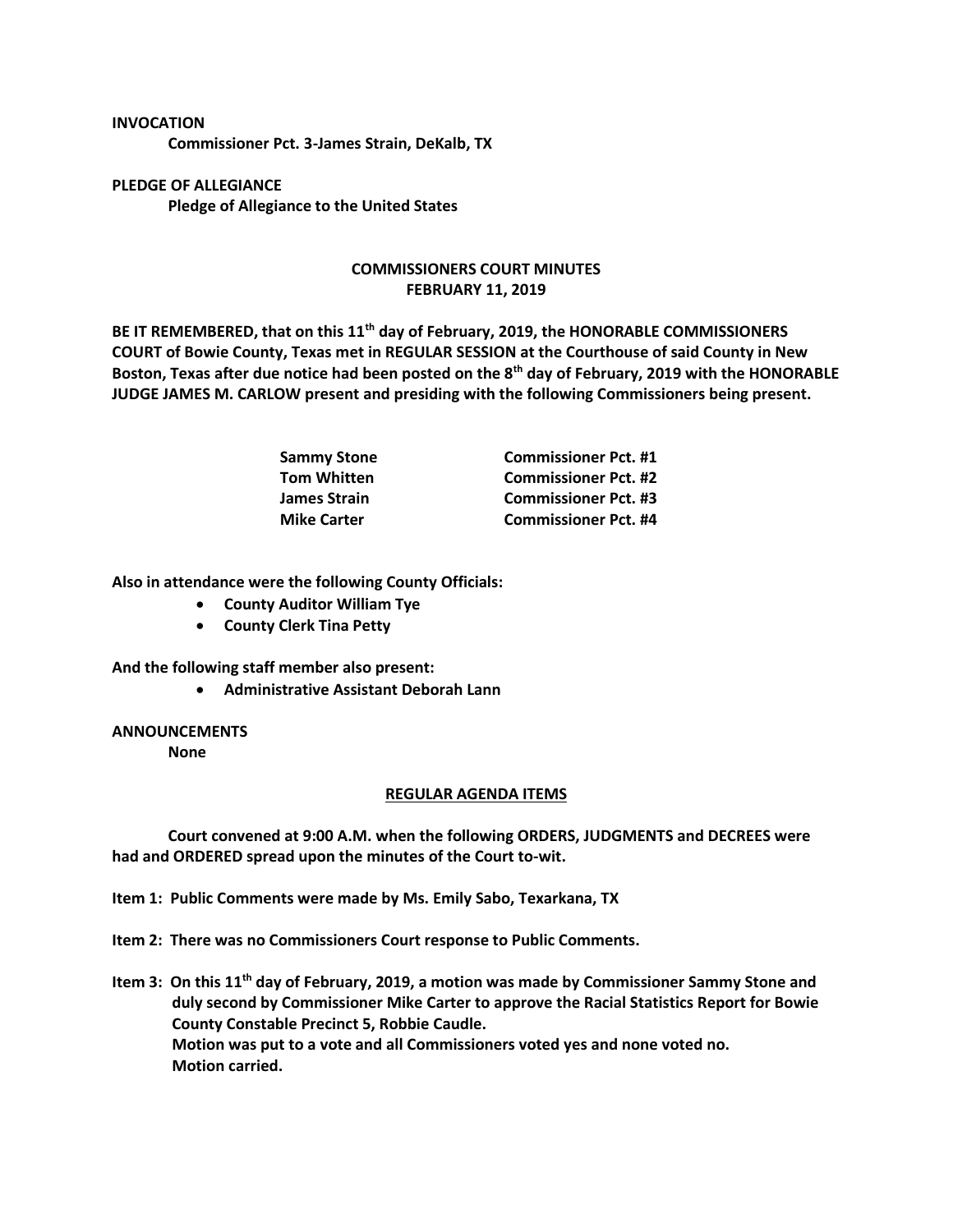**INVOCATION**

**Commissioner Pct. 3-James Strain, DeKalb, TX**

**PLEDGE OF ALLEGIANCE**

**Pledge of Allegiance to the United States**

## COMMISSIONERS COURT MINUTES
## FEBRUARY 11, 2019

**BE IT REMEMBERED, that on this 11th day of February, 2019, the HONORABLE COMMISSIONERS COURT of Bowie County, Texas met in REGULAR SESSION at the Courthouse of said County in New Boston, Texas after due notice had been posted on the 8th day of February, 2019 with the HONORABLE JUDGE JAMES M. CARLOW present and presiding with the following Commissioners being present.**

| | |
|---|---|
| **Sammy Stone** | **Commissioner Pct. #1** |
| **Tom Whitten** | **Commissioner Pct. #2** |
| **James Strain** | **Commissioner Pct. #3** |
| **Mike Carter** | **Commissioner Pct. #4** |

**Also in attendance were the following County Officials:**

- **County Auditor William Tye**
- **County Clerk Tina Petty**

**And the following staff member also present:**

- **Administrative Assistant Deborah Lann**

**ANNOUNCEMENTS**

**None**

## REGULAR AGENDA ITEMS

**Court convened at 9:00 A.M. when the following ORDERS, JUDGMENTS and DECREES were had and ORDERED spread upon the minutes of the Court to-wit.**

**Item 1: Public Comments were made by Ms. Emily Sabo, Texarkana, TX**

**Item 2: There was no Commissioners Court response to Public Comments.**

**Item 3: On this 11th day of February, 2019, a motion was made by Commissioner Sammy Stone and duly second by Commissioner Mike Carter to approve the Racial Statistics Report for Bowie County Constable Precinct 5, Robbie Caudle.**
**Motion was put to a vote and all Commissioners voted yes and none voted no.**
**Motion carried.**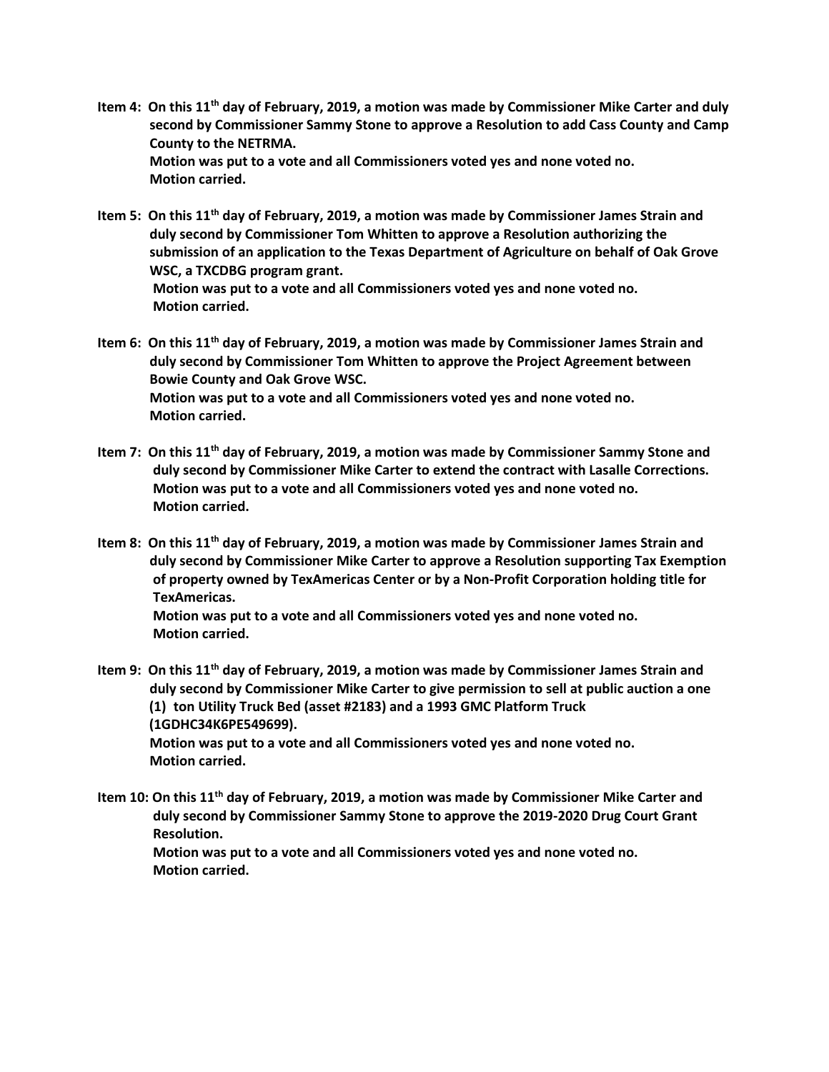**Item 4: On this 11th day of February, 2019, a motion was made by Commissioner Mike Carter and duly second by Commissioner Sammy Stone to approve a Resolution to add Cass County and Camp County to the NETRMA.**
**Motion was put to a vote and all Commissioners voted yes and none voted no.**
**Motion carried.**

**Item 5: On this 11th day of February, 2019, a motion was made by Commissioner James Strain and duly second by Commissioner Tom Whitten to approve a Resolution authorizing the submission of an application to the Texas Department of Agriculture on behalf of Oak Grove WSC, a TXCDBG program grant.**
**Motion was put to a vote and all Commissioners voted yes and none voted no.**
**Motion carried.**

**Item 6: On this 11th day of February, 2019, a motion was made by Commissioner James Strain and duly second by Commissioner Tom Whitten to approve the Project Agreement between Bowie County and Oak Grove WSC.**
**Motion was put to a vote and all Commissioners voted yes and none voted no.**
**Motion carried.**

**Item 7: On this 11th day of February, 2019, a motion was made by Commissioner Sammy Stone and duly second by Commissioner Mike Carter to extend the contract with Lasalle Corrections.**
**Motion was put to a vote and all Commissioners voted yes and none voted no.**
**Motion carried.**

**Item 8: On this 11th day of February, 2019, a motion was made by Commissioner James Strain and duly second by Commissioner Mike Carter to approve a Resolution supporting Tax Exemption of property owned by TexAmericas Center or by a Non-Profit Corporation holding title for TexAmericas.**
**Motion was put to a vote and all Commissioners voted yes and none voted no.**
**Motion carried.**

**Item 9: On this 11th day of February, 2019, a motion was made by Commissioner James Strain and duly second by Commissioner Mike Carter to give permission to sell at public auction a one (1) ton Utility Truck Bed (asset #2183) and a 1993 GMC Platform Truck (1GDHC34K6PE549699).**
**Motion was put to a vote and all Commissioners voted yes and none voted no.**
**Motion carried.**

**Item 10: On this 11th day of February, 2019, a motion was made by Commissioner Mike Carter and duly second by Commissioner Sammy Stone to approve the 2019-2020 Drug Court Grant Resolution.**
**Motion was put to a vote and all Commissioners voted yes and none voted no.**
**Motion carried.**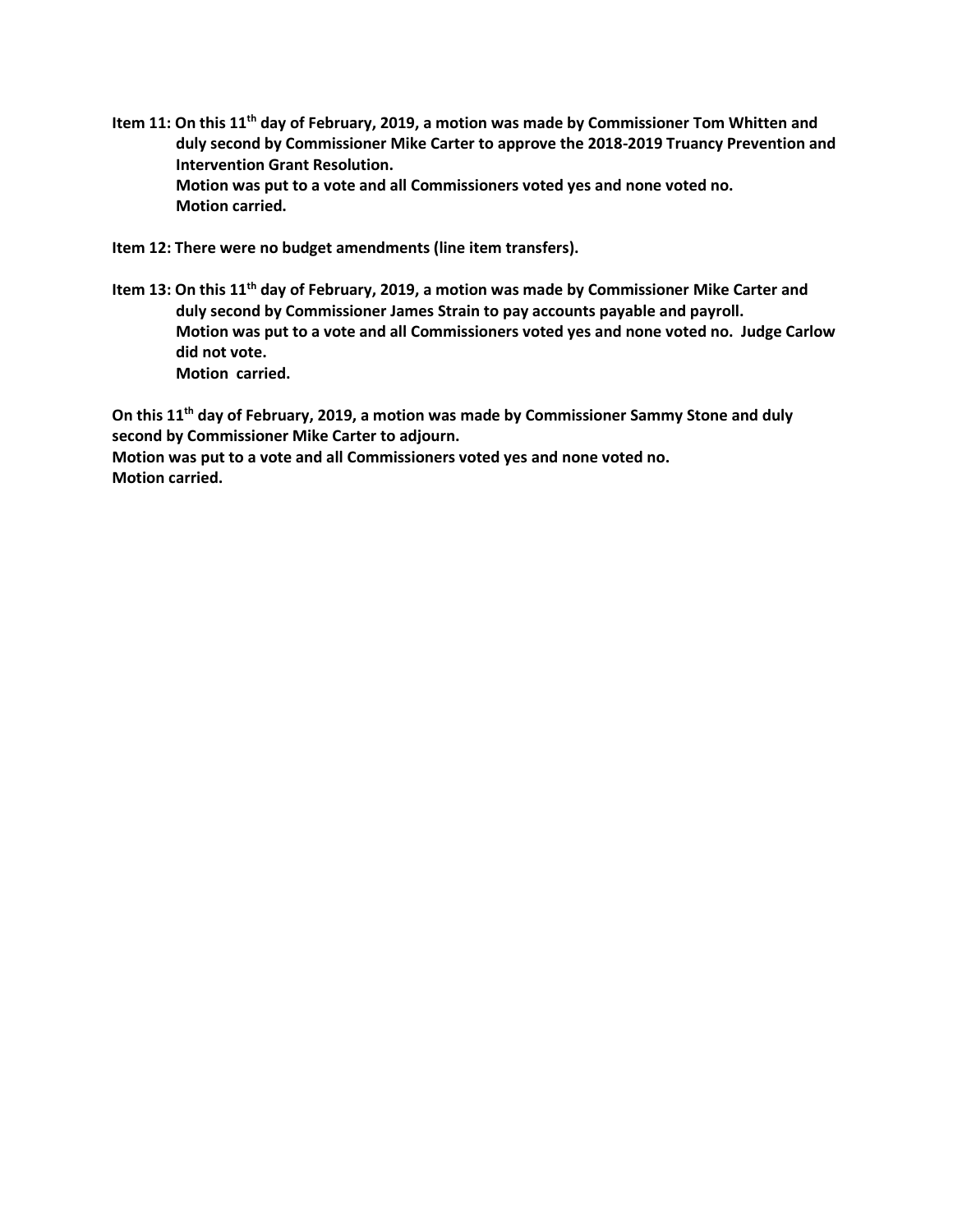**Item 11: On this 11th day of February, 2019, a motion was made by Commissioner Tom Whitten and duly second by Commissioner Mike Carter to approve the 2018-2019 Truancy Prevention and Intervention Grant Resolution.**
**Motion was put to a vote and all Commissioners voted yes and none voted no.**
**Motion carried.**

**Item 12: There were no budget amendments (line item transfers).**

**Item 13: On this 11th day of February, 2019, a motion was made by Commissioner Mike Carter and duly second by Commissioner James Strain to pay accounts payable and payroll.**
**Motion was put to a vote and all Commissioners voted yes and none voted no. Judge Carlow did not vote.**
**Motion carried.**

**On this 11th day of February, 2019, a motion was made by Commissioner Sammy Stone and duly second by Commissioner Mike Carter to adjourn.**
**Motion was put to a vote and all Commissioners voted yes and none voted no.**
**Motion carried.**